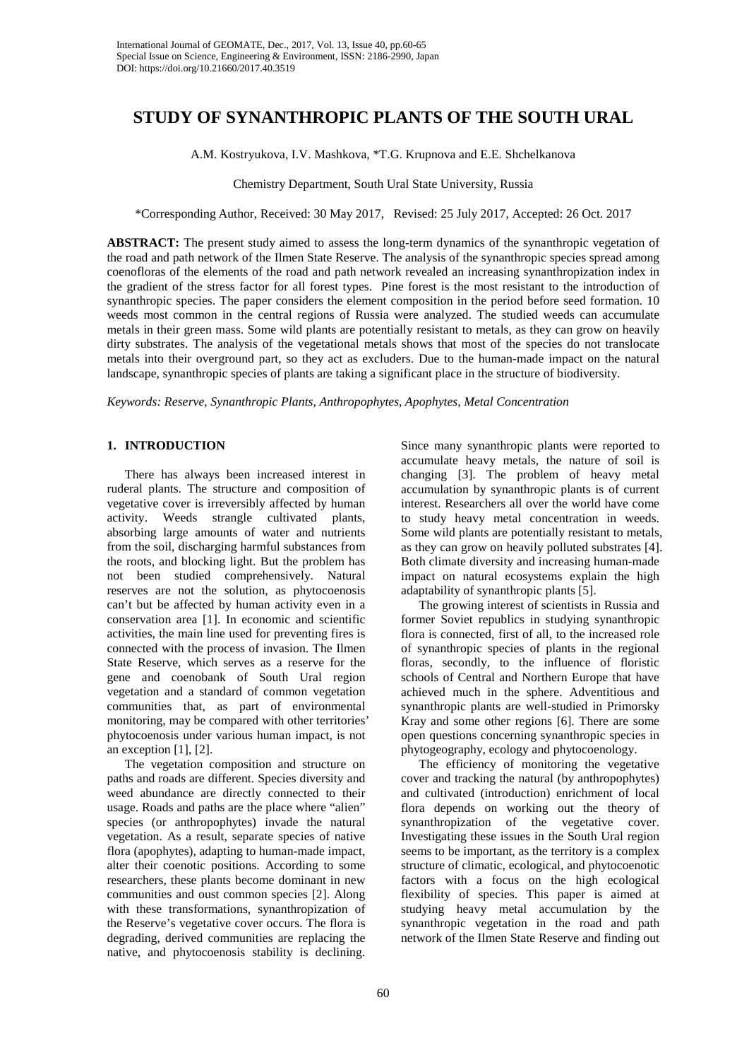# STUDY OF SYNANTHROPIC PLANTS OF THE SOUTH URAL

A.M. Kostryukova, I.V. Mashkova, *T.G. Krupnova and E.E. Shchelkanova

Chemistry Department, South Ural State University, Russia

*Corresponding Author, Received: 30 May 2017, Revised: 25 July 2017, Accepted: 26 Oct. 2017

**ABSTRACT:** The present study aimed to assess the long-term dynamics of the synanthropic vegetation of the road and path network of the Ilmen State Reserve. The analysis of the synanthropic species spread among coenofloras of the elements of the road and path network revealed an increasing synanthropization index in the gradient of the stress factor for all forest types. Pine forest is the most resistant to the introduction of synanthropic species. The paper considers the element composition in the period before seed formation. 10 weeds most common in the central regions of Russia were analyzed. The studied weeds can accumulate metals in their green mass. Some wild plants are potentially resistant to metals, as they can grow on heavily dirty substrates. The analysis of the vegetational metals shows that most of the species do not translocate metals into their overground part, so they act as excluders. Due to the human-made impact on the natural landscape, synanthropic species of plants are taking a significant place in the structure of biodiversity.

*Keywords: Reserve, Synanthropic Plants, Anthropophytes, Apophytes, Metal Concentration*

## 1. INTRODUCTION

There has always been increased interest in ruderal plants. The structure and composition of vegetative cover is irreversibly affected by human activity. Weeds strangle cultivated plants, absorbing large amounts of water and nutrients from the soil, discharging harmful substances from the roots, and blocking light. But the problem has not been studied comprehensively. Natural reserves are not the solution, as phytocoenosis can't but be affected by human activity even in a conservation area [1]. In economic and scientific activities, the main line used for preventing fires is connected with the process of invasion. The Ilmen State Reserve, which serves as a reserve for the gene and coenobank of South Ural region vegetation and a standard of common vegetation communities that, as part of environmental monitoring, may be compared with other territories' phytocoenosis under various human impact, is not an exception [1], [2].

The vegetation composition and structure on paths and roads are different. Species diversity and weed abundance are directly connected to their usage. Roads and paths are the place where "alien" species (or anthropophytes) invade the natural vegetation. As a result, separate species of native flora (apophytes), adapting to human-made impact, alter their coenotic positions. According to some researchers, these plants become dominant in new communities and oust common species [2]. Along with these transformations, synanthropization of the Reserve's vegetative cover occurs. The flora is degrading, derived communities are replacing the native, and phytocoenosis stability is declining. Since many synanthropic plants were reported to accumulate heavy metals, the nature of soil is changing [3]. The problem of heavy metal accumulation by synanthropic plants is of current interest. Researchers all over the world have come to study heavy metal concentration in weeds. Some wild plants are potentially resistant to metals, as they can grow on heavily polluted substrates [4]. Both climate diversity and increasing human-made impact on natural ecosystems explain the high adaptability of synanthropic plants [5].

The growing interest of scientists in Russia and former Soviet republics in studying synanthropic flora is connected, first of all, to the increased role of synanthropic species of plants in the regional floras, secondly, to the influence of floristic schools of Central and Northern Europe that have achieved much in the sphere. Adventitious and synanthropic plants are well-studied in Primorsky Kray and some other regions [6]. There are some open questions concerning synanthropic species in phytogeography, ecology and phytocoenology.

The efficiency of monitoring the vegetative cover and tracking the natural (by anthropophytes) and cultivated (introduction) enrichment of local flora depends on working out the theory of synanthropization of the vegetative cover. Investigating these issues in the South Ural region seems to be important, as the territory is a complex structure of climatic, ecological, and phytocoenotic factors with a focus on the high ecological flexibility of species. This paper is aimed at studying heavy metal accumulation by the synanthropic vegetation in the road and path network of the Ilmen State Reserve and finding out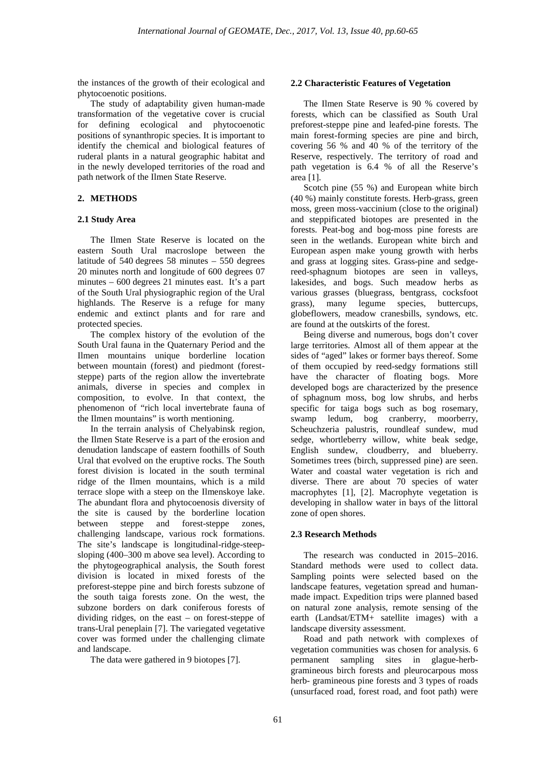the instances of the growth of their ecological and phytocoenotic positions.

The study of adaptability given human-made transformation of the vegetative cover is crucial for defining ecological and phytocoenotic positions of synanthropic species. It is important to identify the chemical and biological features of ruderal plants in a natural geographic habitat and in the newly developed territories of the road and path network of the Ilmen State Reserve.

## 2. METHODS

### 2.1 Study Area

The Ilmen State Reserve is located on the eastern South Ural macroslope between the latitude of 540 degrees 58 minutes – 550 degrees 20 minutes north and longitude of 600 degrees 07 minutes – 600 degrees 21 minutes east. It's a part of the South Ural physiographic region of the Ural highlands. The Reserve is a refuge for many endemic and extinct plants and for rare and protected species.

The complex history of the evolution of the South Ural fauna in the Quaternary Period and the Ilmen mountains unique borderline location between mountain (forest) and piedmont (forest-steppe) parts of the region allow the invertebrate animals, diverse in species and complex in composition, to evolve. In that context, the phenomenon of "rich local invertebrate fauna of the Ilmen mountains" is worth mentioning.

In the terrain analysis of Chelyabinsk region, the Ilmen State Reserve is a part of the erosion and denudation landscape of eastern foothills of South Ural that evolved on the eruptive rocks. The South forest division is located in the south terminal ridge of the Ilmen mountains, which is a mild terrace slope with a steep on the Ilmenskoye lake. The abundant flora and phytocoenosis diversity of the site is caused by the borderline location between steppe and forest-steppe zones, challenging landscape, various rock formations. The site's landscape is longitudinal-ridge-steep-sloping (400–300 m above sea level). According to the phytogeographical analysis, the South forest division is located in mixed forests of the preforest-steppe pine and birch forests subzone of the south taiga forests zone. On the west, the subzone borders on dark coniferous forests of dividing ridges, on the east – on forest-steppe of trans-Ural peneplain [7]. The variegated vegetative cover was formed under the challenging climate and landscape.

The data were gathered in 9 biotopes [7].

### 2.2 Characteristic Features of Vegetation

The Ilmen State Reserve is 90 % covered by forests, which can be classified as South Ural preforest-steppe pine and leafed-pine forests. The main forest-forming species are pine and birch, covering 56 % and 40 % of the territory of the Reserve, respectively. The territory of road and path vegetation is 6.4 % of all the Reserve's area [1].

Scotch pine (55 %) and European white birch (40 %) mainly constitute forests. Herb-grass, green moss, green moss-vaccinium (close to the original) and steppificated biotopes are presented in the forests. Peat-bog and bog-moss pine forests are seen in the wetlands. European white birch and European aspen make young growth with herbs and grass at logging sites. Grass-pine and sedge-reed-sphagnum biotopes are seen in valleys, lakesides, and bogs. Such meadow herbs as various grasses (bluegrass, bentgrass, cocksfoot grass), many legume species, buttercups, globeflowers, meadow cranesbills, syndows, etc. are found at the outskirts of the forest.

Being diverse and numerous, bogs don't cover large territories. Almost all of them appear at the sides of "aged" lakes or former bays thereof. Some of them occupied by reed-sedgy formations still have the character of floating bogs. More developed bogs are characterized by the presence of sphagnum moss, bog low shrubs, and herbs specific for taiga bogs such as bog rosemary, swamp ledum, bog cranberry, moorberry, Scheuchzeria palustris, roundleaf sundew, mud sedge, whortleberry willow, white beak sedge, English sundew, cloudberry, and blueberry. Sometimes trees (birch, suppressed pine) are seen. Water and coastal water vegetation is rich and diverse. There are about 70 species of water macrophytes [1], [2]. Macrophyte vegetation is developing in shallow water in bays of the littoral zone of open shores.

### 2.3 Research Methods

The research was conducted in 2015–2016. Standard methods were used to collect data. Sampling points were selected based on the landscape features, vegetation spread and human-made impact. Expedition trips were planned based on natural zone analysis, remote sensing of the earth (Landsat/ETM+ satellite images) with a landscape diversity assessment.

Road and path network with complexes of vegetation communities was chosen for analysis. 6 permanent sampling sites in glague-herb-gramineous birch forests and pleurocarpous moss herb- gramineous pine forests and 3 types of roads (unsurfaced road, forest road, and foot path) were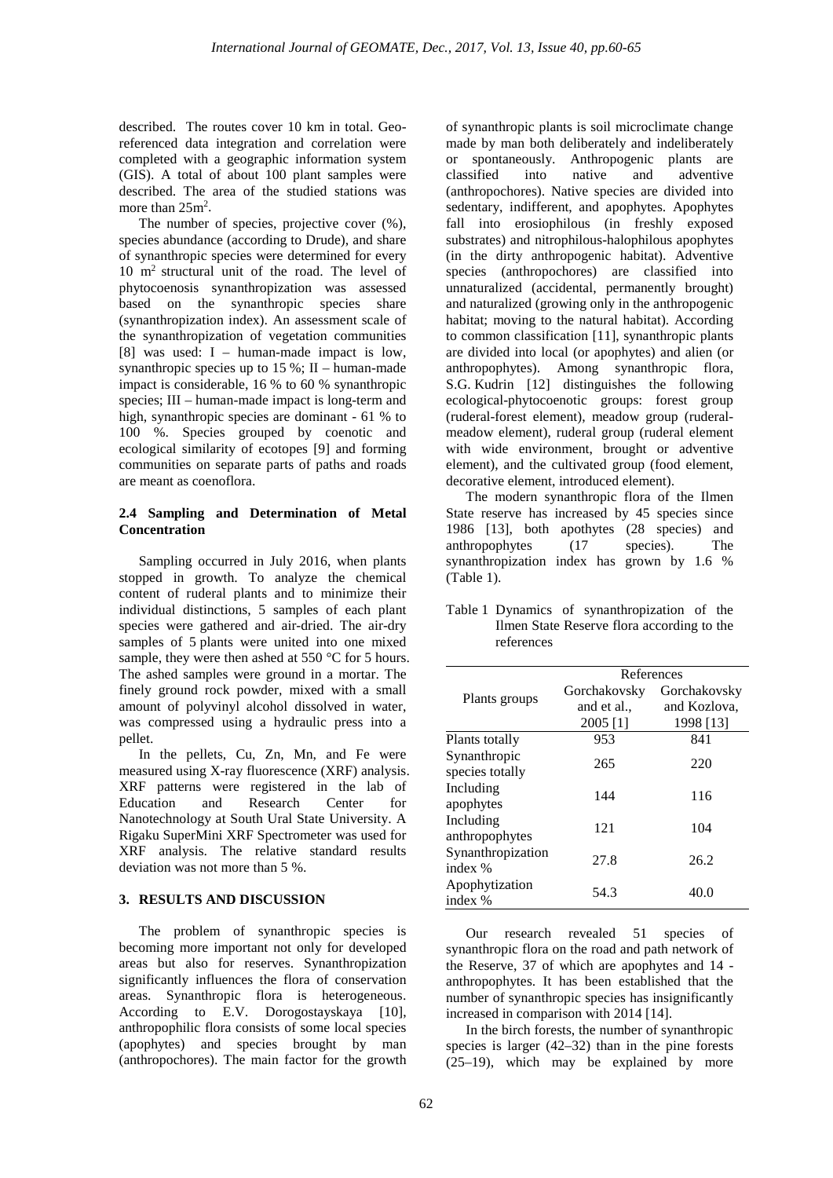described. The routes cover 10 km in total. Geo-referenced data integration and correlation were completed with a geographic information system (GIS). A total of about 100 plant samples were described. The area of the studied stations was more than 25m$^2$.

The number of species, projective cover (%), species abundance (according to Drude), and share of synanthropic species were determined for every 10 m$^2$ structural unit of the road. The level of phytocoenosis synanthropization was assessed based on the synanthropic species share (synanthropization index). An assessment scale of the synanthropization of vegetation communities [8] was used: I – human-made impact is low, synanthropic species up to 15 %; II – human-made impact is considerable, 16 % to 60 % synanthropic species; III – human-made impact is long-term and high, synanthropic species are dominant - 61 % to 100 %. Species grouped by coenotic and ecological similarity of ecotopes [9] and forming communities on separate parts of paths and roads are meant as coenoflora.

### 2.4 Sampling and Determination of Metal Concentration

Sampling occurred in July 2016, when plants stopped in growth. To analyze the chemical content of ruderal plants and to minimize their individual distinctions, 5 samples of each plant species were gathered and air-dried. The air-dry samples of 5 plants were united into one mixed sample, they were then ashed at 550 °C for 5 hours. The ashed samples were ground in a mortar. The finely ground rock powder, mixed with a small amount of polyvinyl alcohol dissolved in water, was compressed using a hydraulic press into a pellet.

In the pellets, Cu, Zn, Mn, and Fe were measured using X-ray fluorescence (XRF) analysis. XRF patterns were registered in the lab of Education and Research Center for Nanotechnology at South Ural State University. A Rigaku SuperMini XRF Spectrometer was used for XRF analysis. The relative standard results deviation was not more than 5 %.

## 3. RESULTS AND DISCUSSION

The problem of synanthropic species is becoming more important not only for developed areas but also for reserves. Synanthropization significantly influences the flora of conservation areas. Synanthropic flora is heterogeneous. According to E.V. Dorogostayskaya [10], anthropophilic flora consists of some local species (apophytes) and species brought by man (anthropochores). The main factor for the growth of synanthropic plants is soil microclimate change made by man both deliberately and indeliberately or spontaneously. Anthropogenic plants are classified into native and adventive (anthropochores). Native species are divided into sedentary, indifferent, and apophytes. Apophytes fall into erosiophilous (in freshly exposed substrates) and nitrophilous-halophilous apophytes (in the dirty anthropogenic habitat). Adventive species (anthropochores) are classified into unnaturalized (accidental, permanently brought) and naturalized (growing only in the anthropogenic habitat; moving to the natural habitat). According to common classification [11], synanthropic plants are divided into local (or apophytes) and alien (or anthropophytes). Among synanthropic flora, S.G. Kudrin [12] distinguishes the following ecological-phytocoenotic groups: forest group (ruderal-forest element), meadow group (ruderal-meadow element), ruderal group (ruderal element with wide environment, brought or adventive element), and the cultivated group (food element, decorative element, introduced element).

The modern synanthropic flora of the Ilmen State reserve has increased by 45 species since 1986 [13], both apothytes (28 species) and anthropophytes (17 species). The synanthropization index has grown by 1.6 % (Table 1).

Table 1 Dynamics of synanthropization of the Ilmen State Reserve flora according to the references

| Plants groups | References | |
|---|---|---|
| | Gorchakovsky and et al., 2005 [1] | Gorchakovsky and Kozlova, 1998 [13] |
| Plants totally | 953 | 841 |
| Synanthropic species totally | 265 | 220 |
| Including apophytes | 144 | 116 |
| Including anthropophytes | 121 | 104 |
| Synanthropization index % | 27.8 | 26.2 |
| Apophytization index % | 54.3 | 40.0 |

Our research revealed 51 species of synanthropic flora on the road and path network of the Reserve, 37 of which are apophytes and 14 - anthropophytes. It has been established that the number of synanthropic species has insignificantly increased in comparison with 2014 [14].

In the birch forests, the number of synanthropic species is larger (42–32) than in the pine forests (25–19), which may be explained by more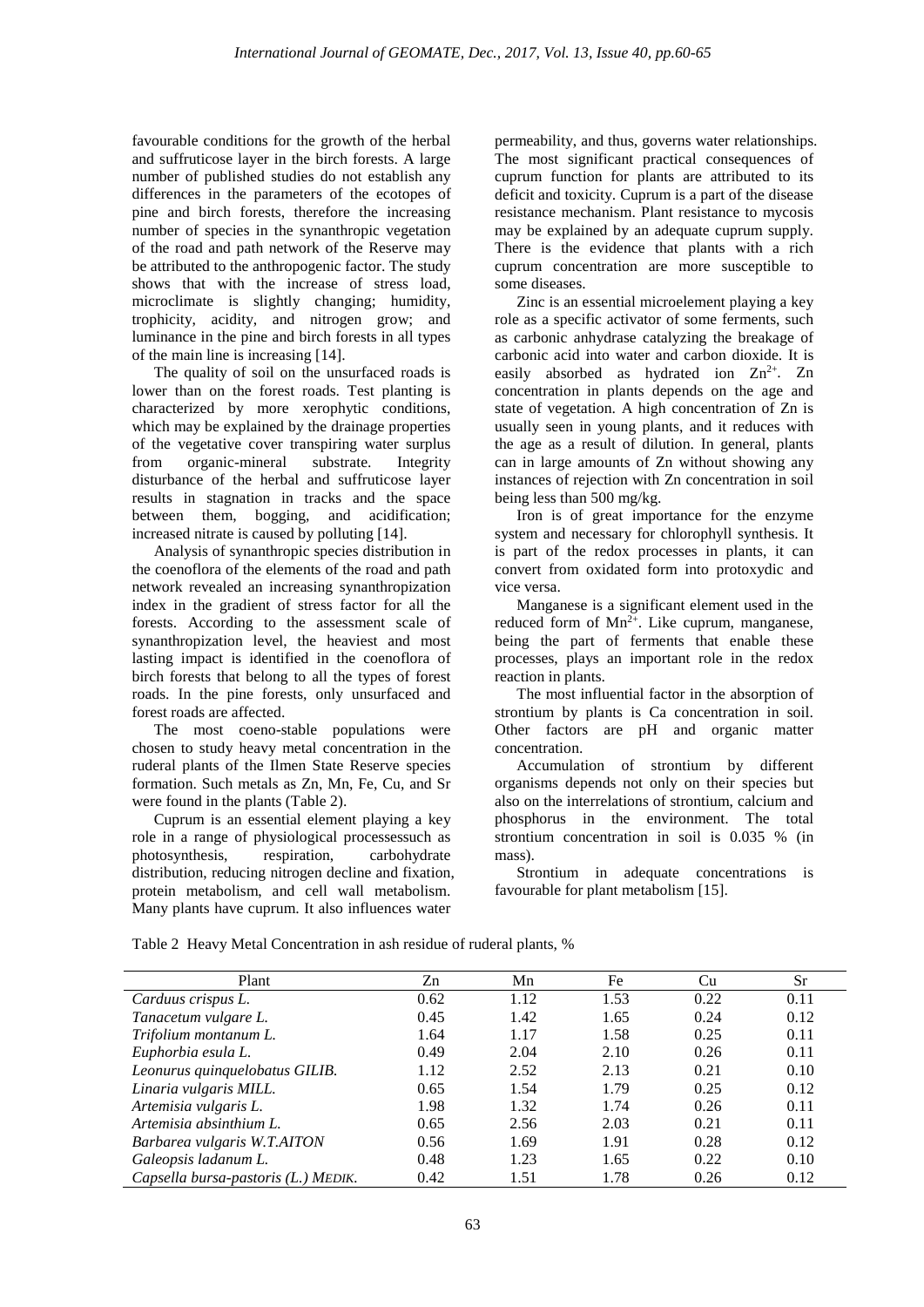favourable conditions for the growth of the herbal and suffruticose layer in the birch forests. A large number of published studies do not establish any differences in the parameters of the ecotopes of pine and birch forests, therefore the increasing number of species in the synanthropic vegetation of the road and path network of the Reserve may be attributed to the anthropogenic factor. The study shows that with the increase of stress load, microclimate is slightly changing; humidity, trophicity, acidity, and nitrogen grow; and luminance in the pine and birch forests in all types of the main line is increasing [14].

The quality of soil on the unsurfaced roads is lower than on the forest roads. Test planting is characterized by more xerophytic conditions, which may be explained by the drainage properties of the vegetative cover transpiring water surplus from organic-mineral substrate. Integrity disturbance of the herbal and suffruticose layer results in stagnation in tracks and the space between them, bogging, and acidification; increased nitrate is caused by polluting [14].

Analysis of synanthropic species distribution in the coenoflora of the elements of the road and path network revealed an increasing synanthropization index in the gradient of stress factor for all the forests. According to the assessment scale of synanthropization level, the heaviest and most lasting impact is identified in the coenoflora of birch forests that belong to all the types of forest roads. In the pine forests, only unsurfaced and forest roads are affected.

The most coeno-stable populations were chosen to study heavy metal concentration in the ruderal plants of the Ilmen State Reserve species formation. Such metals as Zn, Mn, Fe, Cu, and Sr were found in the plants (Table 2).

Cuprum is an essential element playing a key role in a range of physiological processessuch as photosynthesis, respiration, carbohydrate distribution, reducing nitrogen decline and fixation, protein metabolism, and cell wall metabolism. Many plants have cuprum. It also influences water permeability, and thus, governs water relationships. The most significant practical consequences of cuprum function for plants are attributed to its deficit and toxicity. Cuprum is a part of the disease resistance mechanism. Plant resistance to mycosis may be explained by an adequate cuprum supply. There is the evidence that plants with a rich cuprum concentration are more susceptible to some diseases.

Zinc is an essential microelement playing a key role as a specific activator of some ferments, such as carbonic anhydrase catalyzing the breakage of carbonic acid into water and carbon dioxide. It is easily absorbed as hydrated ion $Zn^{2+}$. Zn concentration in plants depends on the age and state of vegetation. A high concentration of Zn is usually seen in young plants, and it reduces with the age as a result of dilution. In general, plants can in large amounts of Zn without showing any instances of rejection with Zn concentration in soil being less than 500 mg/kg.

Iron is of great importance for the enzyme system and necessary for chlorophyll synthesis. It is part of the redox processes in plants, it can convert from oxidated form into protoxydic and vice versa.

Manganese is a significant element used in the reduced form of $Mn^{2+}$. Like cuprum, manganese, being the part of ferments that enable these processes, plays an important role in the redox reaction in plants.

The most influential factor in the absorption of strontium by plants is Ca concentration in soil. Other factors are pH and organic matter concentration.

Accumulation of strontium by different organisms depends not only on their species but also on the interrelations of strontium, calcium and phosphorus in the environment. The total strontium concentration in soil is 0.035 % (in mass).

Strontium in adequate concentrations is favourable for plant metabolism [15].

Table 2 Heavy Metal Concentration in ash residue of ruderal plants, %

| Plant | Zn | Mn | Fe | Cu | Sr |
|---|---|---|---|---|---|
| *Carduus crispus L.* | 0.62 | 1.12 | 1.53 | 0.22 | 0.11 |
| *Tanacetum vulgare L.* | 0.45 | 1.42 | 1.65 | 0.24 | 0.12 |
| *Trifolium montanum L.* | 1.64 | 1.17 | 1.58 | 0.25 | 0.11 |
| *Euphorbia esula L.* | 0.49 | 2.04 | 2.10 | 0.26 | 0.11 |
| *Leonurus quinquelobatus GILIB.* | 1.12 | 2.52 | 2.13 | 0.21 | 0.10 |
| *Linaria vulgaris MILL.* | 0.65 | 1.54 | 1.79 | 0.25 | 0.12 |
| *Artemisia vulgaris L.* | 1.98 | 1.32 | 1.74 | 0.26 | 0.11 |
| *Artemisia absinthium L.* | 0.65 | 2.56 | 2.03 | 0.21 | 0.11 |
| *Barbarea vulgaris W.T.AITON* | 0.56 | 1.69 | 1.91 | 0.28 | 0.12 |
| *Galeopsis ladanum L.* | 0.48 | 1.23 | 1.65 | 0.22 | 0.10 |
| *Capsella bursa-pastoris (L.) MEDIK.* | 0.42 | 1.51 | 1.78 | 0.26 | 0.12 |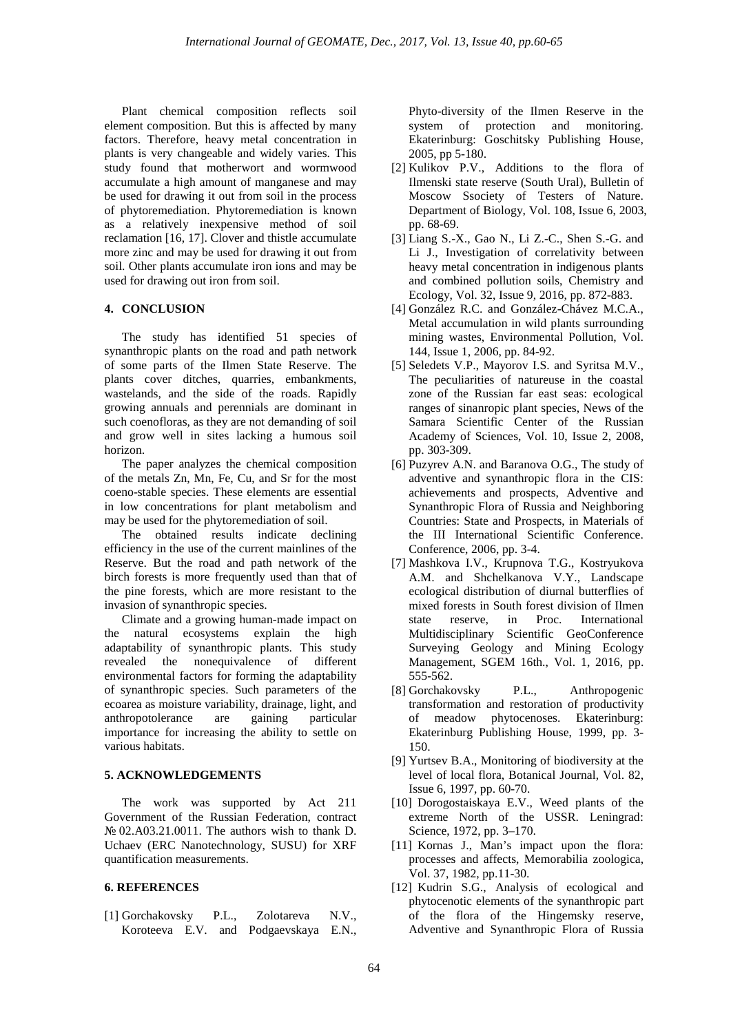Plant chemical composition reflects soil element composition. But this is affected by many factors. Therefore, heavy metal concentration in plants is very changeable and widely varies. This study found that motherwort and wormwood accumulate a high amount of manganese and may be used for drawing it out from soil in the process of phytoremediation. Phytoremediation is known as a relatively inexpensive method of soil reclamation [16, 17]. Clover and thistle accumulate more zinc and may be used for drawing it out from soil. Other plants accumulate iron ions and may be used for drawing out iron from soil.

## 4. CONCLUSION

The study has identified 51 species of synanthropic plants on the road and path network of some parts of the Ilmen State Reserve. The plants cover ditches, quarries, embankments, wastelands, and the side of the roads. Rapidly growing annuals and perennials are dominant in such coenofloras, as they are not demanding of soil and grow well in sites lacking a humous soil horizon.

The paper analyzes the chemical composition of the metals Zn, Mn, Fe, Cu, and Sr for the most coeno-stable species. These elements are essential in low concentrations for plant metabolism and may be used for the phytoremediation of soil.

The obtained results indicate declining efficiency in the use of the current mainlines of the Reserve. But the road and path network of the birch forests is more frequently used than that of the pine forests, which are more resistant to the invasion of synanthropic species.

Climate and a growing human-made impact on the natural ecosystems explain the high adaptability of synanthropic plants. This study revealed the nonequivalence of different environmental factors for forming the adaptability of synanthropic species. Such parameters of the ecoarea as moisture variability, drainage, light, and anthropotolerance are gaining particular importance for increasing the ability to settle on various habitats.

## 5. ACKNOWLEDGEMENTS

The work was supported by Act 211 Government of the Russian Federation, contract № 02.A03.21.0011. The authors wish to thank D. Uchaev (ERC Nanotechnology, SUSU) for XRF quantification measurements.

## 6. REFERENCES

[1] Gorchakovsky P.L., Zolotareva N.V., Koroteeva E.V. and Podgaevskaya E.N., Phyto-diversity of the Ilmen Reserve in the system of protection and monitoring. Ekaterinburg: Goschitsky Publishing House, 2005, pp 5-180.

[2] Kulikov P.V., Additions to the flora of Ilmenski state reserve (South Ural), Bulletin of Moscow Ssociety of Testers of Nature. Department of Biology, Vol. 108, Issue 6, 2003, pp. 68-69.

[3] Liang S.-X., Gao N., Li Z.-C., Shen S.-G. and Li J., Investigation of correlativity between heavy metal concentration in indigenous plants and combined pollution soils, Chemistry and Ecology, Vol. 32, Issue 9, 2016, pp. 872-883.

[4] González R.C. and González-Chávez M.C.A., Metal accumulation in wild plants surrounding mining wastes, Environmental Pollution, Vol. 144, Issue 1, 2006, pp. 84-92.

[5] Seledets V.P., Mayorov I.S. and Syritsa M.V., The peculiarities of natureuse in the coastal zone of the Russian far east seas: ecological ranges of sinanropic plant species, News of the Samara Scientific Center of the Russian Academy of Sciences, Vol. 10, Issue 2, 2008, pp. 303-309.

[6] Puzyrev A.N. and Baranova O.G., The study of adventive and synanthropic flora in the CIS: achievements and prospects, Adventive and Synanthropic Flora of Russia and Neighboring Countries: State and Prospects, in Materials of the III International Scientific Conference. Conference, 2006, pp. 3-4.

[7] Mashkova I.V., Krupnova T.G., Kostryukova A.M. and Shchelkanova V.Y., Landscape ecological distribution of diurnal butterflies of mixed forests in South forest division of Ilmen state reserve, in Proc. International Multidisciplinary Scientific GeoConference Surveying Geology and Mining Ecology Management, SGEM 16th., Vol. 1, 2016, pp. 555-562.

[8] Gorchakovsky P.L., Anthropogenic transformation and restoration of productivity of meadow phytocenoses. Ekaterinburg: Ekaterinburg Publishing House, 1999, pp. 3-150.

[9] Yurtsev B.A., Monitoring of biodiversity at the level of local flora, Botanical Journal, Vol. 82, Issue 6, 1997, pp. 60-70.

[10] Dorogostaiskaya E.V., Weed plants of the extreme North of the USSR. Leningrad: Science, 1972, pp. 3–170.

[11] Kornas J., Man's impact upon the flora: processes and affects, Memorabilia zoologica, Vol. 37, 1982, pp.11-30.

[12] Kudrin S.G., Analysis of ecological and phytocenotic elements of the synanthropic part of the flora of the Hingemsky reserve, Adventive and Synanthropic Flora of Russia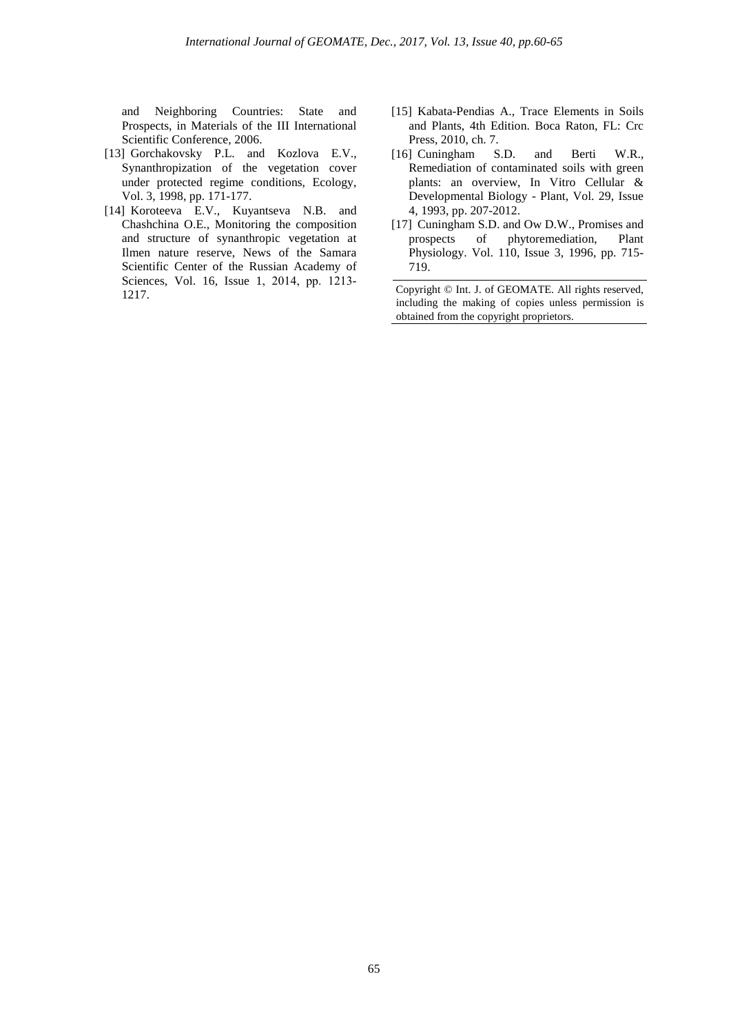and Neighboring Countries: State and Prospects, in Materials of the III International Scientific Conference, 2006.

[13] Gorchakovsky P.L. and Kozlova E.V., Synanthropization of the vegetation cover under protected regime conditions, Ecology, Vol. 3, 1998, pp. 171-177.

[14] Koroteeva E.V., Kuyantseva N.B. and Chashchina O.E., Monitoring the composition and structure of synanthropic vegetation at Ilmen nature reserve, News of the Samara Scientific Center of the Russian Academy of Sciences, Vol. 16, Issue 1, 2014, pp. 1213-1217.

[15] Kabata-Pendias A., Trace Elements in Soils and Plants, 4th Edition. Boca Raton, FL: Crc Press, 2010, ch. 7.

[16] Cuningham S.D. and Berti W.R., Remediation of contaminated soils with green plants: an overview, In Vitro Cellular & Developmental Biology - Plant, Vol. 29, Issue 4, 1993, pp. 207-2012.

[17] Cuningham S.D. and Ow D.W., Promises and prospects of phytoremediation, Plant Physiology. Vol. 110, Issue 3, 1996, pp. 715-719.

Copyright © Int. J. of GEOMATE. All rights reserved, including the making of copies unless permission is obtained from the copyright proprietors.